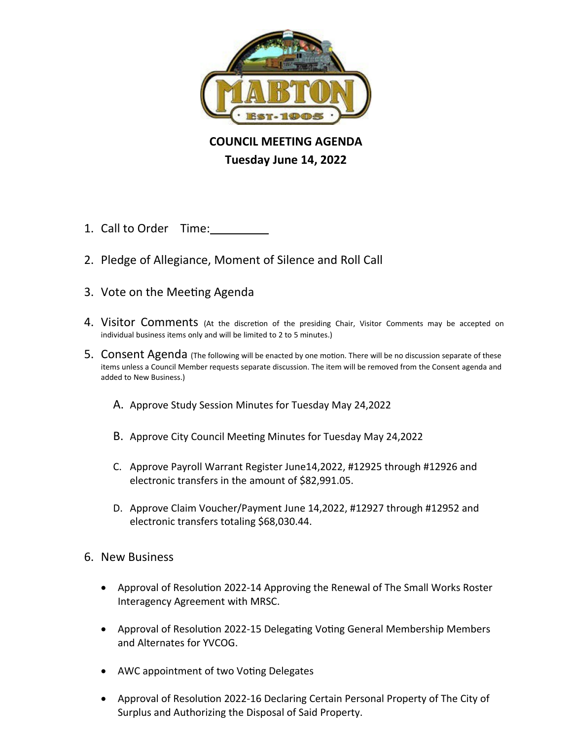MABTON
EST-1905

**COUNCIL MEETING AGENDA**
**Tuesday June 14, 2022**

1. Call to Order Time:__________

2. Pledge of Allegiance, Moment of Silence and Roll Call

3. Vote on the Meeting Agenda

4. Visitor Comments (At the discretion of the presiding Chair, Visitor Comments may be accepted on individual business items only and will be limited to 2 to 5 minutes.)

5. Consent Agenda (The following will be enacted by one motion. There will be no discussion separate of these items unless a Council Member requests separate discussion. The item will be removed from the Consent agenda and added to New Business.)

   A. Approve Study Session Minutes for Tuesday May 24,2022

   B. Approve City Council Meeting Minutes for Tuesday May 24,2022

   C. Approve Payroll Warrant Register June14,2022, #12925 through #12926 and electronic transfers in the amount of $82,991.05.

   D. Approve Claim Voucher/Payment June 14,2022, #12927 through #12952 and electronic transfers totaling $68,030.44.

6. New Business

   - Approval of Resolution 2022-14 Approving the Renewal of The Small Works Roster Interagency Agreement with MRSC.

   - Approval of Resolution 2022-15 Delegating Voting General Membership Members and Alternates for YVCOG.

   - AWC appointment of two Voting Delegates

   - Approval of Resolution 2022-16 Declaring Certain Personal Property of The City of Surplus and Authorizing the Disposal of Said Property.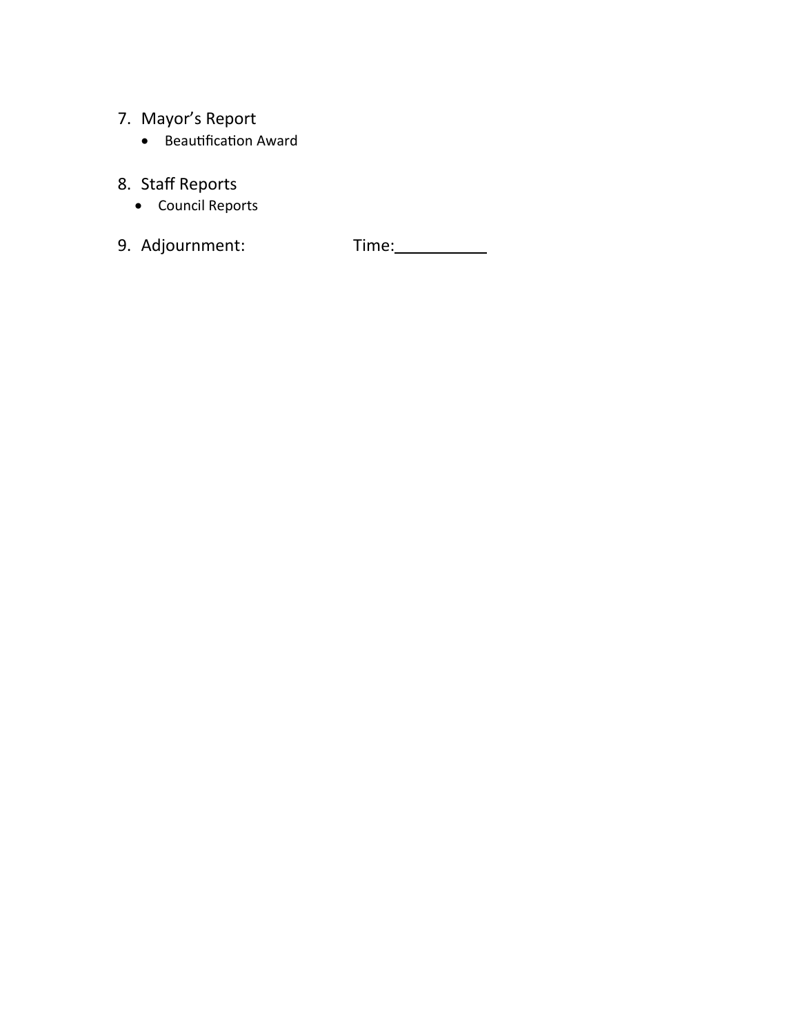7. Mayor’s Report
    - Beautification Award

8. Staff Reports
    - Council Reports

9. Adjournment: Time:__________